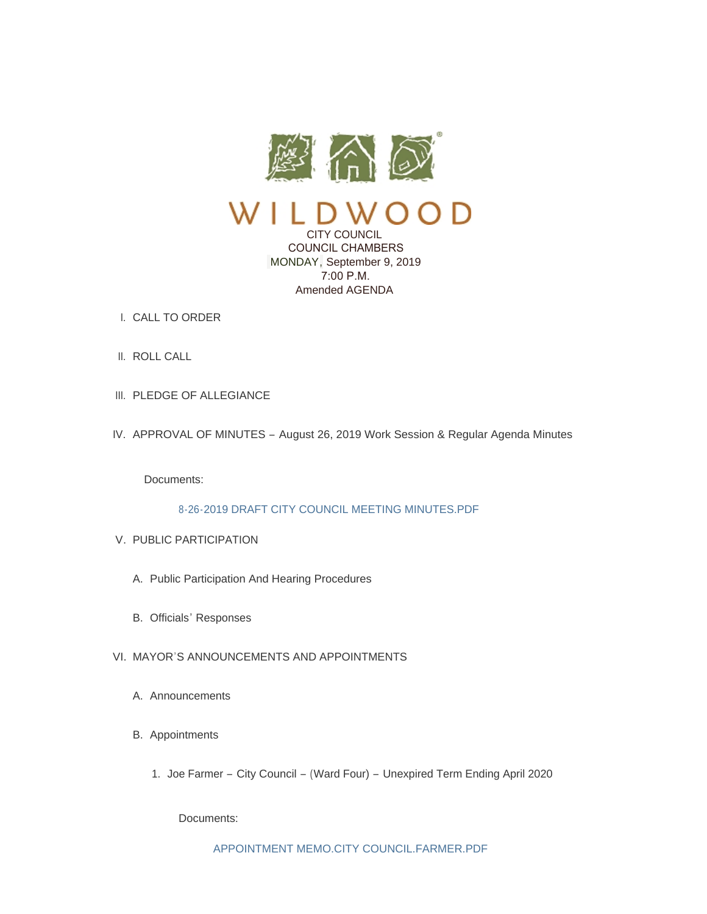# WILDWOOD

CITY COUNCIL
COUNCIL CHAMBERS
MONDAY, September 9, 2019
7:00 P.M.
Amended AGENDA

I. CALL TO ORDER

II. ROLL CALL

III. PLEDGE OF ALLEGIANCE

IV. APPROVAL OF MINUTES – August 26, 2019 Work Session & Regular Agenda Minutes

Documents:

8-26-2019 DRAFT CITY COUNCIL MEETING MINUTES.PDF

V. PUBLIC PARTICIPATION

A. Public Participation And Hearing Procedures

B. Officials' Responses

VI. MAYOR'S ANNOUNCEMENTS AND APPOINTMENTS

A. Announcements

B. Appointments

1. Joe Farmer – City Council – (Ward Four) – Unexpired Term Ending April 2020

Documents:

APPOINTMENT MEMO.CITY COUNCIL.FARMER.PDF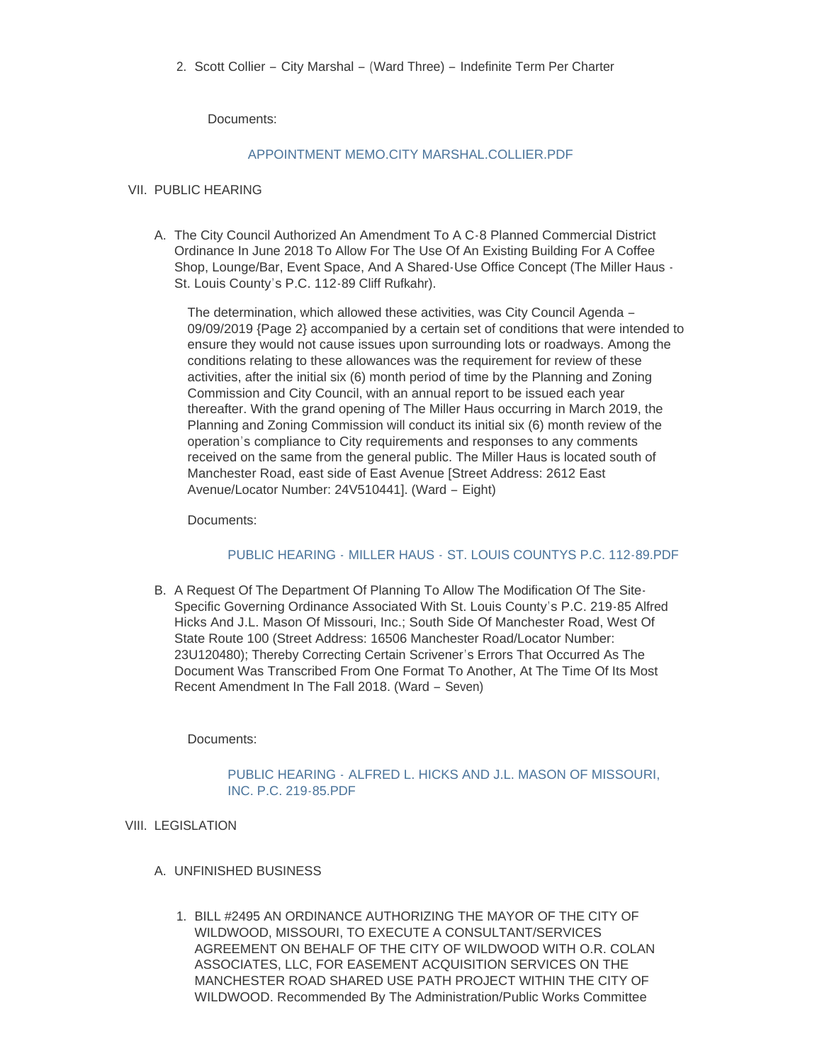2. Scott Collier – City Marshal – (Ward Three) – Indefinite Term Per Charter

   Documents:

   APPOINTMENT MEMO.CITY MARSHAL.COLLIER.PDF

VII. PUBLIC HEARING

A. The City Council Authorized An Amendment To A C-8 Planned Commercial District Ordinance In June 2018 To Allow For The Use Of An Existing Building For A Coffee Shop, Lounge/Bar, Event Space, And A Shared-Use Office Concept (The Miller Haus - St. Louis County's P.C. 112-89 Cliff Rufkahr).

   The determination, which allowed these activities, was City Council Agenda – 09/09/2019 {Page 2} accompanied by a certain set of conditions that were intended to ensure they would not cause issues upon surrounding lots or roadways. Among the conditions relating to these allowances was the requirement for review of these activities, after the initial six (6) month period of time by the Planning and Zoning Commission and City Council, with an annual report to be issued each year thereafter. With the grand opening of The Miller Haus occurring in March 2019, the Planning and Zoning Commission will conduct its initial six (6) month review of the operation's compliance to City requirements and responses to any comments received on the same from the general public. The Miller Haus is located south of Manchester Road, east side of East Avenue [Street Address: 2612 East Avenue/Locator Number: 24V510441]. (Ward – Eight)

   Documents:

   PUBLIC HEARING - MILLER HAUS - ST. LOUIS COUNTYS P.C. 112-89.PDF

B. A Request Of The Department Of Planning To Allow The Modification Of The Site-Specific Governing Ordinance Associated With St. Louis County's P.C. 219-85 Alfred Hicks And J.L. Mason Of Missouri, Inc.; South Side Of Manchester Road, West Of State Route 100 (Street Address: 16506 Manchester Road/Locator Number: 23U120480); Thereby Correcting Certain Scrivener's Errors That Occurred As The Document Was Transcribed From One Format To Another, At The Time Of Its Most Recent Amendment In The Fall 2018. (Ward – Seven)

   Documents:

   PUBLIC HEARING - ALFRED L. HICKS AND J.L. MASON OF MISSOURI, INC. P.C. 219-85.PDF

VIII. LEGISLATION

A. UNFINISHED BUSINESS

1. BILL #2495 AN ORDINANCE AUTHORIZING THE MAYOR OF THE CITY OF WILDWOOD, MISSOURI, TO EXECUTE A CONSULTANT/SERVICES AGREEMENT ON BEHALF OF THE CITY OF WILDWOOD WITH O.R. COLAN ASSOCIATES, LLC, FOR EASEMENT ACQUISITION SERVICES ON THE MANCHESTER ROAD SHARED USE PATH PROJECT WITHIN THE CITY OF WILDWOOD. Recommended By The Administration/Public Works Committee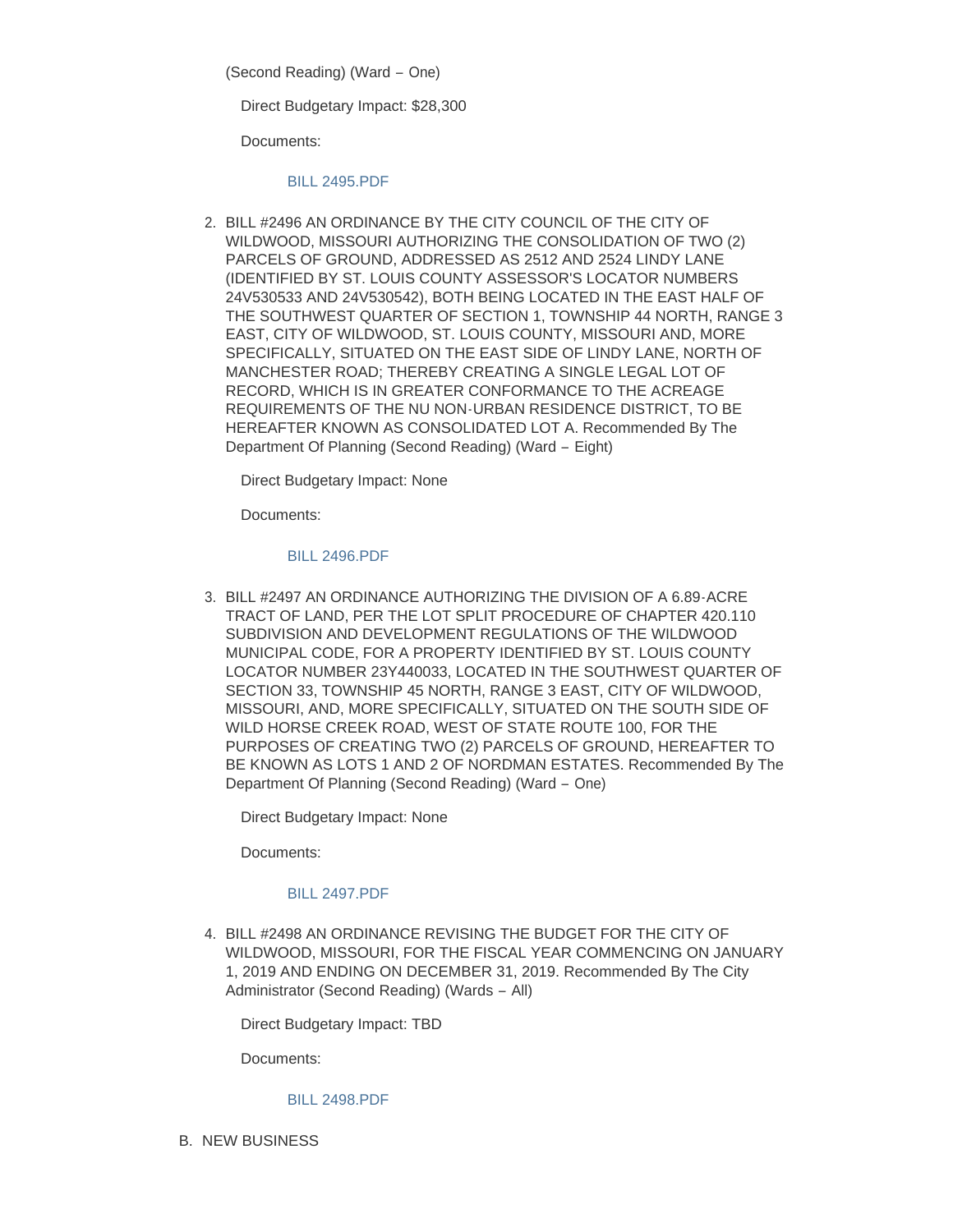(Second Reading) (Ward – One)

Direct Budgetary Impact: $28,300

Documents:

BILL 2495.PDF

2. BILL #2496 AN ORDINANCE BY THE CITY COUNCIL OF THE CITY OF WILDWOOD, MISSOURI AUTHORIZING THE CONSOLIDATION OF TWO (2) PARCELS OF GROUND, ADDRESSED AS 2512 AND 2524 LINDY LANE (IDENTIFIED BY ST. LOUIS COUNTY ASSESSOR'S LOCATOR NUMBERS 24V530533 AND 24V530542), BOTH BEING LOCATED IN THE EAST HALF OF THE SOUTHWEST QUARTER OF SECTION 1, TOWNSHIP 44 NORTH, RANGE 3 EAST, CITY OF WILDWOOD, ST. LOUIS COUNTY, MISSOURI AND, MORE SPECIFICALLY, SITUATED ON THE EAST SIDE OF LINDY LANE, NORTH OF MANCHESTER ROAD; THEREBY CREATING A SINGLE LEGAL LOT OF RECORD, WHICH IS IN GREATER CONFORMANCE TO THE ACREAGE REQUIREMENTS OF THE NU NON-URBAN RESIDENCE DISTRICT, TO BE HEREAFTER KNOWN AS CONSOLIDATED LOT A. Recommended By The Department Of Planning (Second Reading) (Ward – Eight)

   Direct Budgetary Impact: None

   Documents:

   BILL 2496.PDF

3. BILL #2497 AN ORDINANCE AUTHORIZING THE DIVISION OF A 6.89-ACRE TRACT OF LAND, PER THE LOT SPLIT PROCEDURE OF CHAPTER 420.110 SUBDIVISION AND DEVELOPMENT REGULATIONS OF THE WILDWOOD MUNICIPAL CODE, FOR A PROPERTY IDENTIFIED BY ST. LOUIS COUNTY LOCATOR NUMBER 23Y440033, LOCATED IN THE SOUTHWEST QUARTER OF SECTION 33, TOWNSHIP 45 NORTH, RANGE 3 EAST, CITY OF WILDWOOD, MISSOURI, AND, MORE SPECIFICALLY, SITUATED ON THE SOUTH SIDE OF WILD HORSE CREEK ROAD, WEST OF STATE ROUTE 100, FOR THE PURPOSES OF CREATING TWO (2) PARCELS OF GROUND, HEREAFTER TO BE KNOWN AS LOTS 1 AND 2 OF NORDMAN ESTATES. Recommended By The Department Of Planning (Second Reading) (Ward – One)

   Direct Budgetary Impact: None

   Documents:

   BILL 2497.PDF

4. BILL #2498 AN ORDINANCE REVISING THE BUDGET FOR THE CITY OF WILDWOOD, MISSOURI, FOR THE FISCAL YEAR COMMENCING ON JANUARY 1, 2019 AND ENDING ON DECEMBER 31, 2019. Recommended By The City Administrator (Second Reading) (Wards – All)

   Direct Budgetary Impact: TBD

   Documents:

   BILL 2498.PDF

B. NEW BUSINESS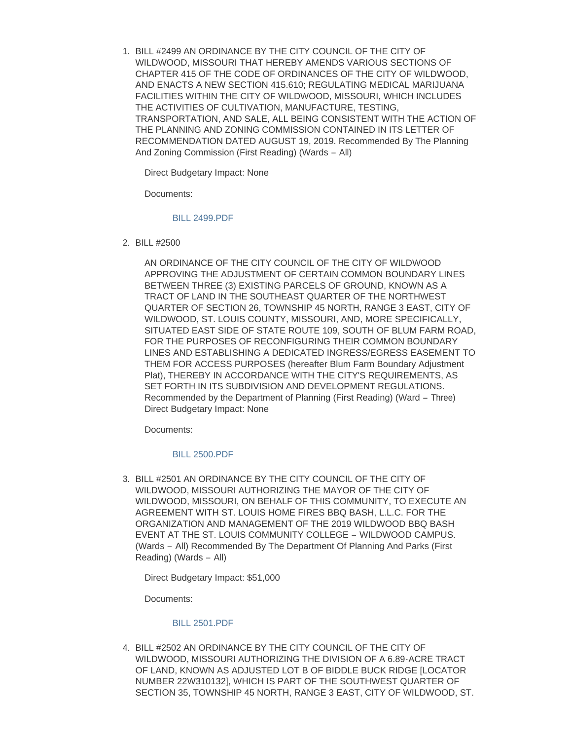1. BILL #2499 AN ORDINANCE BY THE CITY COUNCIL OF THE CITY OF WILDWOOD, MISSOURI THAT HEREBY AMENDS VARIOUS SECTIONS OF CHAPTER 415 OF THE CODE OF ORDINANCES OF THE CITY OF WILDWOOD, AND ENACTS A NEW SECTION 415.610; REGULATING MEDICAL MARIJUANA FACILITIES WITHIN THE CITY OF WILDWOOD, MISSOURI, WHICH INCLUDES THE ACTIVITIES OF CULTIVATION, MANUFACTURE, TESTING, TRANSPORTATION, AND SALE, ALL BEING CONSISTENT WITH THE ACTION OF THE PLANNING AND ZONING COMMISSION CONTAINED IN ITS LETTER OF RECOMMENDATION DATED AUGUST 19, 2019. Recommended By The Planning And Zoning Commission (First Reading) (Wards – All)

   Direct Budgetary Impact: None

   Documents:

   BILL 2499.PDF

2. BILL #2500

   AN ORDINANCE OF THE CITY COUNCIL OF THE CITY OF WILDWOOD APPROVING THE ADJUSTMENT OF CERTAIN COMMON BOUNDARY LINES BETWEEN THREE (3) EXISTING PARCELS OF GROUND, KNOWN AS A TRACT OF LAND IN THE SOUTHEAST QUARTER OF THE NORTHWEST QUARTER OF SECTION 26, TOWNSHIP 45 NORTH, RANGE 3 EAST, CITY OF WILDWOOD, ST. LOUIS COUNTY, MISSOURI, AND, MORE SPECIFICALLY, SITUATED EAST SIDE OF STATE ROUTE 109, SOUTH OF BLUM FARM ROAD, FOR THE PURPOSES OF RECONFIGURING THEIR COMMON BOUNDARY LINES AND ESTABLISHING A DEDICATED INGRESS/EGRESS EASEMENT TO THEM FOR ACCESS PURPOSES (hereafter Blum Farm Boundary Adjustment Plat), THEREBY IN ACCORDANCE WITH THE CITY'S REQUIREMENTS, AS SET FORTH IN ITS SUBDIVISION AND DEVELOPMENT REGULATIONS. Recommended by the Department of Planning (First Reading) (Ward – Three) Direct Budgetary Impact: None

   Documents:

   BILL 2500.PDF

3. BILL #2501 AN ORDINANCE BY THE CITY COUNCIL OF THE CITY OF WILDWOOD, MISSOURI AUTHORIZING THE MAYOR OF THE CITY OF WILDWOOD, MISSOURI, ON BEHALF OF THIS COMMUNITY, TO EXECUTE AN AGREEMENT WITH ST. LOUIS HOME FIRES BBQ BASH, L.L.C. FOR THE ORGANIZATION AND MANAGEMENT OF THE 2019 WILDWOOD BBQ BASH EVENT AT THE ST. LOUIS COMMUNITY COLLEGE – WILDWOOD CAMPUS. (Wards – All) Recommended By The Department Of Planning And Parks (First Reading) (Wards – All)

   Direct Budgetary Impact: $51,000

   Documents:

   BILL 2501.PDF

4. BILL #2502 AN ORDINANCE BY THE CITY COUNCIL OF THE CITY OF WILDWOOD, MISSOURI AUTHORIZING THE DIVISION OF A 6.89-ACRE TRACT OF LAND, KNOWN AS ADJUSTED LOT B OF BIDDLE BUCK RIDGE [LOCATOR NUMBER 22W310132], WHICH IS PART OF THE SOUTHWEST QUARTER OF SECTION 35, TOWNSHIP 45 NORTH, RANGE 3 EAST, CITY OF WILDWOOD, ST.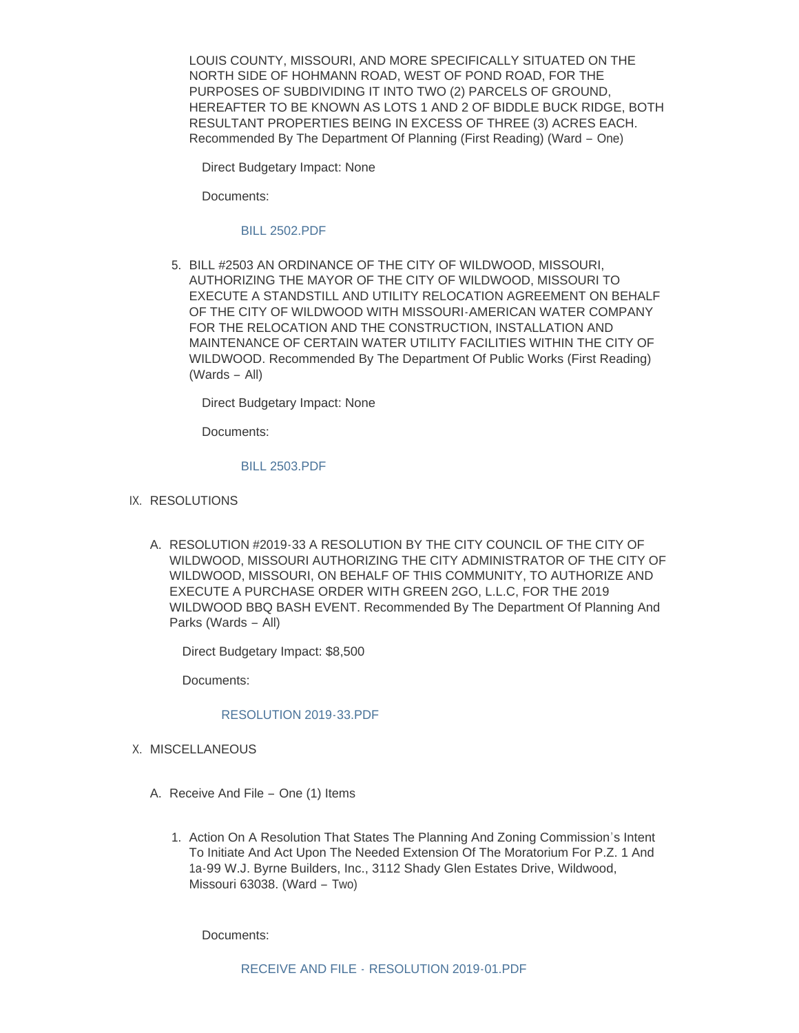LOUIS COUNTY, MISSOURI, AND MORE SPECIFICALLY SITUATED ON THE NORTH SIDE OF HOHMANN ROAD, WEST OF POND ROAD, FOR THE PURPOSES OF SUBDIVIDING IT INTO TWO (2) PARCELS OF GROUND, HEREAFTER TO BE KNOWN AS LOTS 1 AND 2 OF BIDDLE BUCK RIDGE, BOTH RESULTANT PROPERTIES BEING IN EXCESS OF THREE (3) ACRES EACH. Recommended By The Department Of Planning (First Reading) (Ward – One)

Direct Budgetary Impact: None

Documents:

BILL 2502.PDF

5. BILL #2503 AN ORDINANCE OF THE CITY OF WILDWOOD, MISSOURI, AUTHORIZING THE MAYOR OF THE CITY OF WILDWOOD, MISSOURI TO EXECUTE A STANDSTILL AND UTILITY RELOCATION AGREEMENT ON BEHALF OF THE CITY OF WILDWOOD WITH MISSOURI-AMERICAN WATER COMPANY FOR THE RELOCATION AND THE CONSTRUCTION, INSTALLATION AND MAINTENANCE OF CERTAIN WATER UTILITY FACILITIES WITHIN THE CITY OF WILDWOOD. Recommended By The Department Of Public Works (First Reading) (Wards – All)

   Direct Budgetary Impact: None

   Documents:

   BILL 2503.PDF

IX. RESOLUTIONS

A. RESOLUTION #2019-33 A RESOLUTION BY THE CITY COUNCIL OF THE CITY OF WILDWOOD, MISSOURI AUTHORIZING THE CITY ADMINISTRATOR OF THE CITY OF WILDWOOD, MISSOURI, ON BEHALF OF THIS COMMUNITY, TO AUTHORIZE AND EXECUTE A PURCHASE ORDER WITH GREEN 2GO, L.L.C, FOR THE 2019 WILDWOOD BBQ BASH EVENT. Recommended By The Department Of Planning And Parks (Wards – All)

   Direct Budgetary Impact: $8,500

   Documents:

   RESOLUTION 2019-33.PDF

X. MISCELLANEOUS

A. Receive And File – One (1) Items

   1. Action On A Resolution That States The Planning And Zoning Commission's Intent To Initiate And Act Upon The Needed Extension Of The Moratorium For P.Z. 1 And 1a-99 W.J. Byrne Builders, Inc., 3112 Shady Glen Estates Drive, Wildwood, Missouri 63038. (Ward – Two)

      Documents:

      RECEIVE AND FILE - RESOLUTION 2019-01.PDF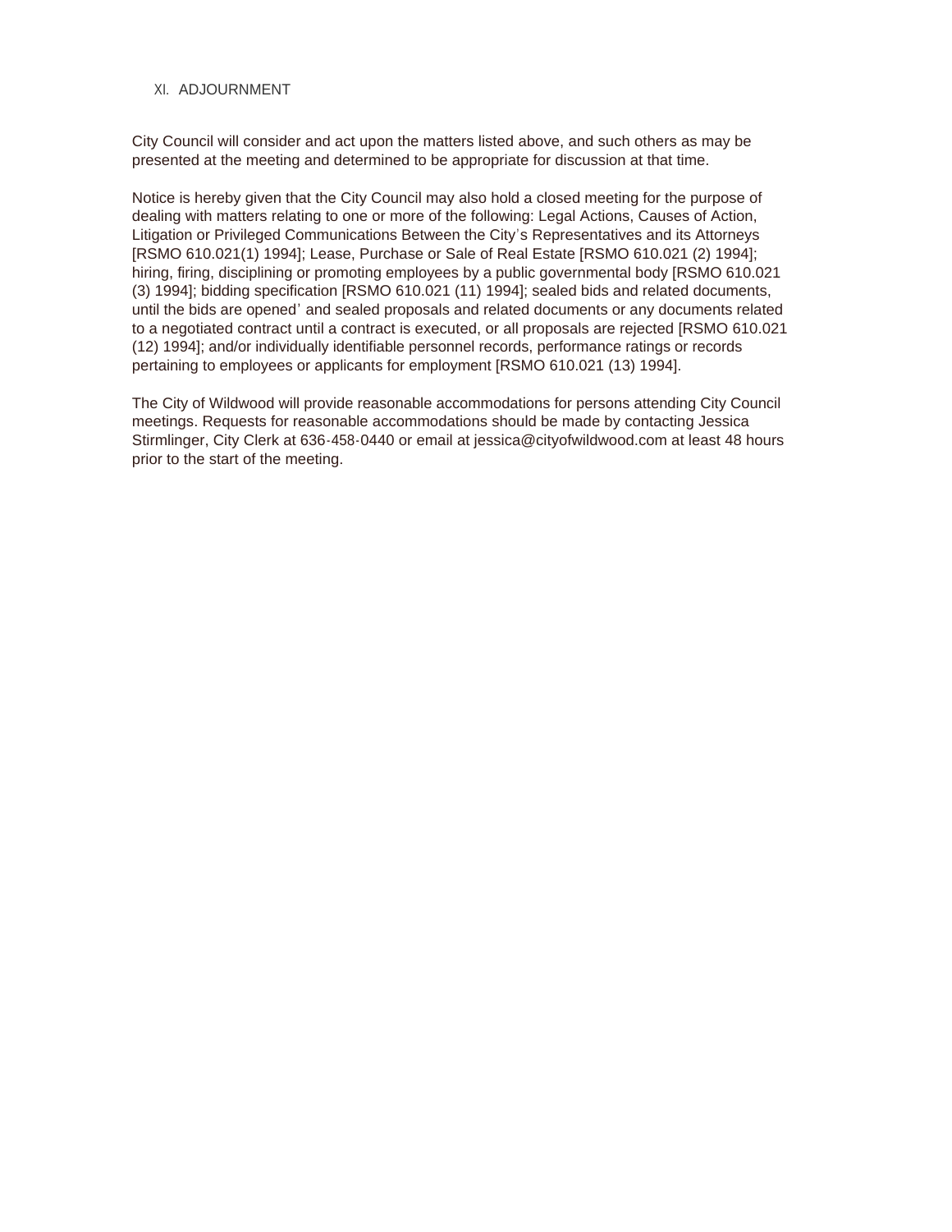XI. ADJOURNMENT

City Council will consider and act upon the matters listed above, and such others as may be presented at the meeting and determined to be appropriate for discussion at that time.

Notice is hereby given that the City Council may also hold a closed meeting for the purpose of dealing with matters relating to one or more of the following: Legal Actions, Causes of Action, Litigation or Privileged Communications Between the City's Representatives and its Attorneys [RSMO 610.021(1) 1994]; Lease, Purchase or Sale of Real Estate [RSMO 610.021 (2) 1994]; hiring, firing, disciplining or promoting employees by a public governmental body [RSMO 610.021 (3) 1994]; bidding specification [RSMO 610.021 (11) 1994]; sealed bids and related documents, until the bids are opened' and sealed proposals and related documents or any documents related to a negotiated contract until a contract is executed, or all proposals are rejected [RSMO 610.021 (12) 1994]; and/or individually identifiable personnel records, performance ratings or records pertaining to employees or applicants for employment [RSMO 610.021 (13) 1994].

The City of Wildwood will provide reasonable accommodations for persons attending City Council meetings. Requests for reasonable accommodations should be made by contacting Jessica Stirmlinger, City Clerk at 636-458-0440 or email at jessica@cityofwildwood.com at least 48 hours prior to the start of the meeting.